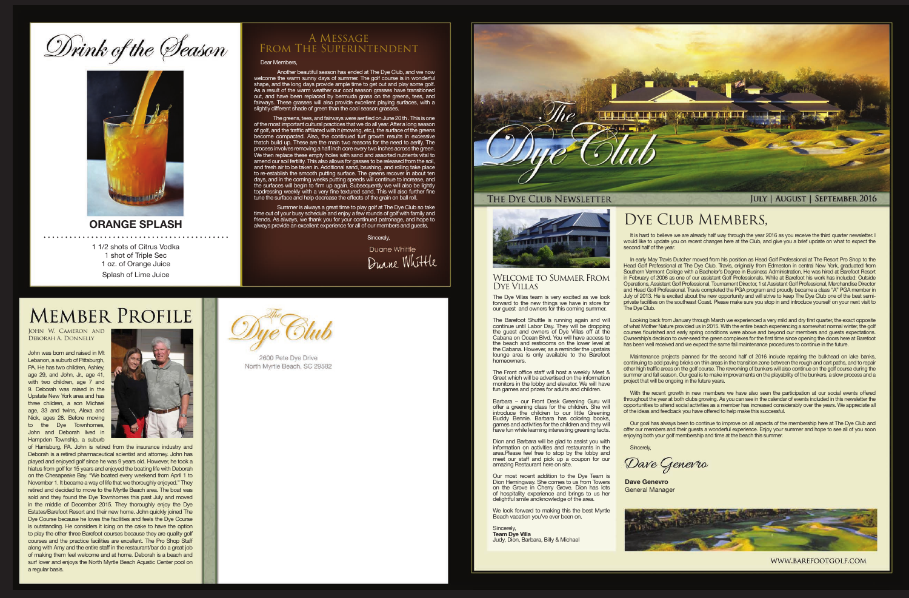# Drink of the Season

## ORANGE SPLASH

1 1/2 shots of Citrus Vodka
1 shot of Triple Sec
1 oz. of Orange Juice
Splash of Lime Juice

# A Message From The Superintendent

Dear Members,

Another beautiful season has ended at The Dye Club, and we now welcome the warm sunny days of summer. The golf course is in wonderful shape, and the long days provide ample time to get out and play some golf. As a result of the warm weather our cool season grasses have transitioned out, and have been replaced by bermuda grass on the greens, tees, and fairways. These grasses will also provide excellent playing surfaces, with a slightly different shade of green than the cool season grasses.

The greens, tees, and fairways were aerified on June 20th . This is one of the most important cultural practices that we do all year. After a long season of golf, and the traffic affiliated with it (mowing, etc.), the surface of the greens become compacted. Also, the continued turf growth results in excessive thatch build up. These are the main two reasons for the need to aerify. The process involves removing a half inch core every two inches across the green. We then replace these empty holes with sand and assorted nutrients vital to amend our soil fertility. This also allows for gasses to be released from the soil, and fresh air to be taken in. Additional sand, brushing, and rolling take place to re-establish the smooth putting surface. The greens recover in about ten days, and in the coming weeks putting speeds will continue to increase, and the surfaces will begin to firm up again. Subsequently we will also be lightly topdressing weekly with a very fine textured sand. This will also further fine tune the surface and help decrease the effects of the grain on ball roll.

Summer is always a great time to play golf at The Dye Club so take time out of your busy schedule and enjoy a few rounds of golf with family and friends. As always, we thank you for your continued patronage, and hope to always provide an excellent experience for all of our members and guests.

Sincerely,

Duane Whittle

# Member Profile

John W. Cameron and Deborah A. Donnelly

John was born and raised in Mt Lebanon, a suburb of Pittsburgh, PA. He has two children, Ashley, age 29, and John, Jr., age 41, with two children, age 7 and 9. Deborah was raised in the Upstate New York area and has three children, a son Michael age, 33 and twins, Alexa and Nick, ages 28. Before moving to the Dye Townhomes, John and Deborah lived in Hampden Township, a suburb of Harrisburg, PA. John is retired from the insurance industry and Deborah is a retired pharmaceutical scientist and attorney. John has played and enjoyed golf since he was 9 years old. However, he took a hiatus from golf for 15 years and enjoyed the boating life with Deborah on the Chesapeake Bay. "We boated every weekend from April 1 to November 1. It became a way of life that we thoroughly enjoyed." They retired and decided to move to the Myrtle Beach area. The boat was sold and they found the Dye Townhomes this past July and moved in the middle of December 2015. They thoroughly enjoy the Dye Estates/Barefoot Resort and their new home. John quickly joined The Dye Course because he loves the facilities and feels the Dye Course is outstanding. He considers it icing on the cake to have the option to play the other three Barefoot courses because they are quality golf courses and the practice facilities are excellent. The Pro Shop Staff along with Amy and the entire staff in the restaurant/bar do a great job of making them feel welcome and at home. Deborah is a beach and surf lover and enjoys the North Myrtle Beach Aquatic Center pool on a regular basis.

The Dye Club
2600 Pete Dye Drive
North Myrtle Beach, SC 29582

# The Dye Club

The Dye Club Newsletter — July | August | September 2016

## Welcome to Summer from Dye Villas

The Dye Villas team is very excited as we look forward to the new things we have in store for our guest and owners for this coming summer.

The Barefoot Shuttle is running again and will continue until Labor Day. They will be dropping the guest and owners of Dye Villas off at the Cabana on Ocean Blvd. You will have access to the beach and restrooms on the lower level at the Cabana. However, as a reminder the upstairs lounge area is only available to the Barefoot homeowners.

The Front office staff will host a weekly Meet & Greet which will be advertised on the information monitors in the lobby and elevator. We will have fun games and prizes for adults and children.

Barbara – our Front Desk Greening Guru will offer a greening class for the children. She will introduce the children to our little Greening Buddy Bennie. Barbara has coloring books, games and activities for the children and they will have fun while learning interesting greening facts.

Dion and Barbara will be glad to assist you with information on activities and restaurants in the area.Please feel free to stop by the lobby and meet our staff and pick up a coupon for our amazing Restaurant here on site.

Our most recent addition to the Dye Team is Dion Hemingway. She comes to us from Towers on the Grove in Cherry Grove. Dion has lots of hospitality experience and brings to us her delightful smile andknowledge of the area.

We look forward to making this the best Myrtle Beach vacation you've ever been on.

Sincerely,
**Team Dye Villa**
Judy, Dion, Barbara, Billy & Michael

## Dye Club Members,

It is hard to believe we are already half way through the year 2016 as you receive the third quarter newsletter. I would like to update you on recent changes here at the Club, and give you a brief update on what to expect the second half of the year.

In early May Travis Dutcher moved from his position as Head Golf Professional at The Resort Pro Shop to the Head Golf Professional at The Dye Club. Travis, originally from Edmeston in central New York, graduated from Southern Vermont College with a Bachelor's Degree in Business Administration. He was hired at Barefoot Resort in February of 2006 as one of our assistant Golf Professionals. While at Barefoot his work has included: Outside Operations, Assistant Golf Professional, Tournament Director, 1 st Assistant Golf Professional, Merchandise Director and Head Golf Professional. Travis completed the PGA program and proudly became a class "A" PGA member in July of 2013. He is excited about the new opportunity and will strive to keep The Dye Club one of the best semi-private facilities on the southeast Coast. Please make sure you stop in and introduce yourself on your next visit to The Dye Club.

Looking back from January through March we experienced a very mild and dry first quarter, the exact opposite of what Mother Nature provided us in 2015. With the entire beach experiencing a somewhat normal winter, the golf courses flourished and early spring conditions were above and beyond our members and guests expectations. Ownership's decision to over-seed the green complexes for the first time since opening the doors here at Barefoot has been well received and we expect the same fall maintenance procedures to continue in the future.

Maintenance projects planned for the second half of 2016 include repairing the bulkhead on lake banks, continuing to add paving bricks on thin areas in the transition zone between the rough and cart paths, and to repair other high traffic areas on the golf course. The reworking of bunkers will also continue on the golf course during the summer and fall season. Our goal is to make improvements on the playability of the bunkers, a slow process and a project that will be ongoing in the future years.

With the recent growth in new members we have also seen the participation at our social events offered throughout the year at both clubs growing. As you can see in the calendar of events included in this newsletter the opportunities to attend social activities as a member has increased considerably over the years. We appreciate all of the ideas and feedback you have offered to help make this successful.

Our goal has always been to continue to improve on all aspects of the membership here at The Dye Club and offer our members and their guests a wonderful experience. Enjoy your summer and hope to see all of you soon enjoying both your golf membership and time at the beach this summer.

Sincerely,

Dave Genevro

**Dave Genevro**
General Manager

WWW.BAREFOOTGOLF.COM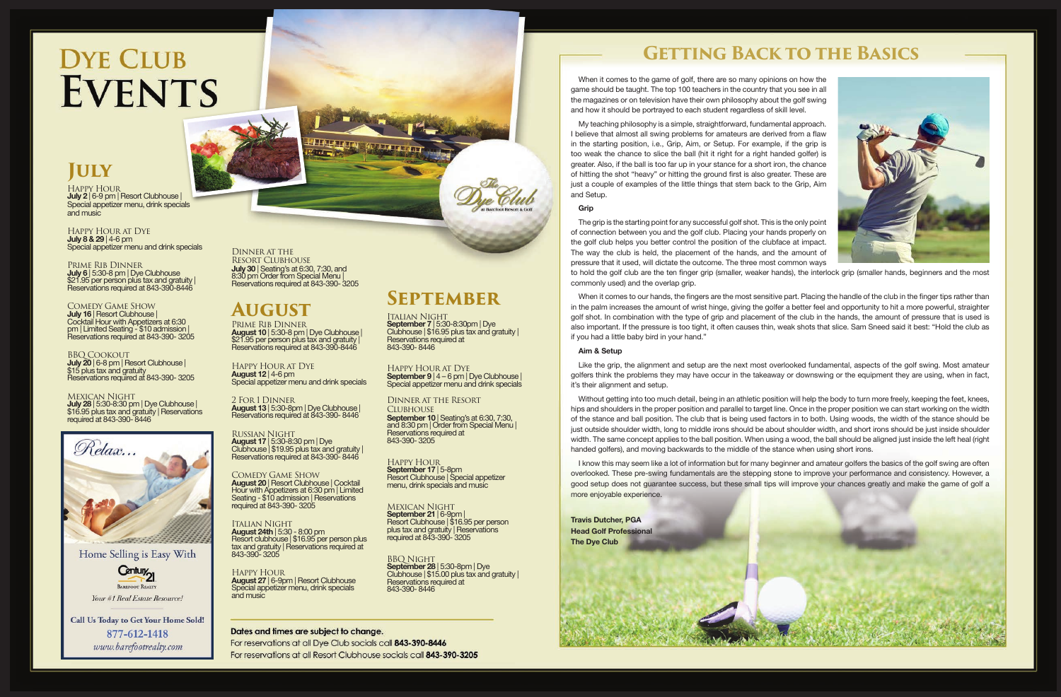# Dye Club Events

## July

**Happy Hour**
**July 2** | 6-9 pm | Resort Clubhouse | Special appetizer menu, drink specials and music

**Happy Hour at Dye**
**July 8 & 29** | 4-6 pm
Special appetizer menu and drink specials

**Prime Rib Dinner**
**July 6** | 5:30-8 pm | Dye Clubhouse
$21.95 per person plus tax and gratuity | Reservations required at 843-390-8446

**Comedy Game Show**
**July 16** | Resort Clubhouse |
Cocktail Hour with Appetizers at 6:30 pm | Limited Seating - $10 admission | Reservations required at 843-390- 3205

**BBQ Cookout**
**July 20** | 6-8 pm | Resort Clubhouse |
$15 plus tax and gratuity
Reservations required at 843-390- 3205

**Mexican Night**
**July 28** | 5:30-8:30 pm | Dye Clubhouse | $16.95 plus tax and gratuity | Reservations required at 843-390- 8446

**Dinner at the Resort Clubhouse**
**July 30** | Seating's at 6:30, 7:30, and 8:30 pm Order from Special Menu | Reservations required at 843-390- 3205

*Relax...*

Home Selling is Easy With

Century 21 Barefoot Realty

*Your #1 Real Estate Resource!*

**Call Us Today to Get Your Home Sold!**
877-612-1418
*www.barefootrealty.com*

## August

**Prime Rib Dinner**
**August 10** | 5:30-8 pm | Dye Clubhouse | $21.95 per person plus tax and gratuity | Reservations required at 843-390-8446

**Happy Hour at Dye**
**August 12** | 4-6 pm
Special appetizer menu and drink specials

**2 for 1 Dinner**
**August 13** | 5:30-8:30 pm | Dye Clubhouse | Reservations required at 843-390- 8446

**Russian Night**
**August 17** | 5:30-8:30 pm | Dye Clubhouse | $19.95 plus tax and gratuity | Reservations required at 843-390- 8446

**Comedy Game Show**
**August 20** | Resort Clubhouse | Cocktail Hour with Appetizers at 6:30 pm | Limited Seating - $10 admission | Reservations required at 843-390- 3205

**Italian Night**
**August 24th** | 5:30 - 8:00 pm
Resort clubhouse | $16.95 per person plus tax and gratuity | Reservations required at 843-390- 3205

**Happy Hour**
**August 27** | 6-9pm | Resort Clubhouse
Special appetizer menu, drink specials and music

## September

**Italian Night**
**September 7** | 5:30-8:30pm | Dye Clubhouse | $16.95 plus tax and gratuity | Reservations required at 843-390- 8446

**Happy Hour at Dye**
**September 9** | 4 – 6 pm | Dye Clubhouse | Special appetizer menu and drink specials

**Dinner at the Resort Clubhouse**
**September 10** | Seating's at 6:30, 7:30, and 8:30 pm | Order from Special Menu | Reservations required at 843-390- 3205

**Happy Hour**
**September 17** | 5-8pm
Resort Clubhouse | Special appetizer menu, drink specials and music

**Mexican Night**
**September 21** | 6-9pm |
Resort Clubhouse | $16.95 per person plus tax and gratuity | Reservations required at 843-390- 3205

**BBQ Night**
**September 28** | 5:30-8pm | Dye Clubhouse | $15.00 plus tax and gratuity | Reservations required at 843-390- 8446

**Dates and times are subject to change.**
For reservations at all Dye Club socials call **843-390-8446**
For reservations at all Resort Clubhouse socials call **843-390-3205**

# Getting Back to the Basics

When it comes to the game of golf, there are so many opinions on how the game should be taught. The top 100 teachers in the country that you see in all the magazines or on television have their own philosophy about the golf swing and how it should be portrayed to each student regardless of skill level.

My teaching philosophy is a simple, straightforward, fundamental approach. I believe that almost all swing problems for amateurs are derived from a flaw in the starting position, i.e., Grip, Aim, or Setup. For example, if the grip is too weak the chance to slice the ball (hit it right for a right handed golfer) is greater. Also, if the ball is too far up in your stance for a short iron, the chance of hitting the shot "heavy" or hitting the ground first is also greater. These are just a couple of examples of the little things that stem back to the Grip, Aim and Setup.

**Grip**

The grip is the starting point for any successful golf shot. This is the only point of connection between you and the golf club. Placing your hands properly on the golf club helps you better control the position of the clubface at impact. The way the club is held, the placement of the hands, and the amount of pressure that it used, will dictate the outcome. The three most common ways to hold the golf club are the ten finger grip (smaller, weaker hands), the interlock grip (smaller hands, beginners and the most commonly used) and the overlap grip.

When it comes to our hands, the fingers are the most sensitive part. Placing the handle of the club in the finger tips rather than in the palm increases the amount of wrist hinge, giving the golfer a better feel and opportunity to hit a more powerful, straighter golf shot. In combination with the type of grip and placement of the club in the hands, the amount of pressure that is used is also important. If the pressure is too tight, it often causes thin, weak shots that slice. Sam Sneed said it best: "Hold the club as if you had a little baby bird in your hand."

**Aim & Setup**

Like the grip, the alignment and setup are the next most overlooked fundamental, aspects of the golf swing. Most amateur golfers think the problems they may have occur in the takeaway or downswing or the equipment they are using, when in fact, it's their alignment and setup.

Without getting into too much detail, being in an athletic position will help the body to turn more freely, keeping the feet, knees, hips and shoulders in the proper position and parallel to target line. Once in the proper position we can start working on the width of the stance and ball position. The club that is being used factors in to both. Using woods, the width of the stance should be just outside shoulder width, long to middle irons should be about shoulder width, and short irons should be just inside shoulder width. The same concept applies to the ball position. When using a wood, the ball should be aligned just inside the left heal (right handed golfers), and moving backwards to the middle of the stance when using short irons.

I know this may seem like a lot of information but for many beginner and amateur golfers the basics of the golf swing are often overlooked. These pre-swing fundamentals are the stepping stone to improve your performance and consistency. However, a good setup does not guarantee success, but these small tips will improve your chances greatly and make the game of golf a more enjoyable experience.

**Travis Dutcher, PGA**
**Head Golf Professional**
**The Dye Club**